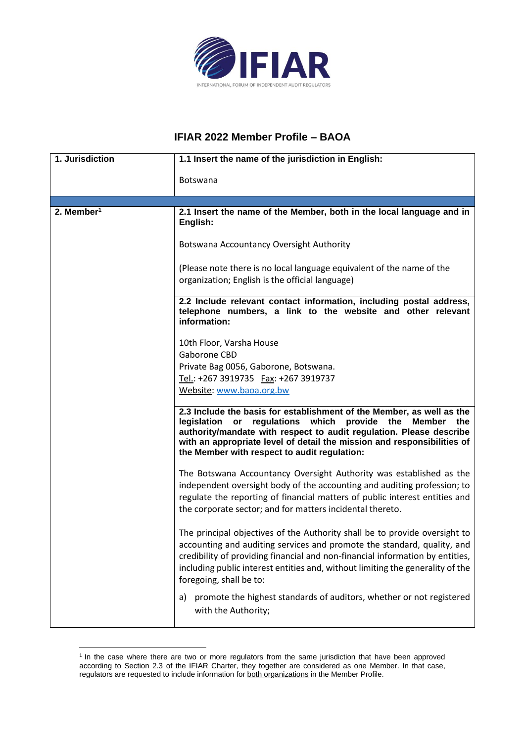# IFIAR 2022 Member Profile – BAOA

| 1. Jurisdiction | 1.1 Insert the name of the jurisdiction in English: |
|---|---|
| | Botswana |
| | |
| 2. Member[1] | **2.1 Insert the name of the Member, both in the local language and in English:**<br><br>Botswana Accountancy Oversight Authority<br><br>(Please note there is no local language equivalent of the name of the organization; English is the official language) |
| | **2.2 Include relevant contact information, including postal address, telephone numbers, a link to the website and other relevant information:**<br><br>10th Floor, Varsha House<br>Gaborone CBD<br>Private Bag 0056, Gaborone, Botswana.<br>Tel.: +267 3919735 Fax: +267 3919737<br>Website: www.baoa.org.bw |
| | **2.3 Include the basis for establishment of the Member, as well as the legislation or regulations which provide the Member the authority/mandate with respect to audit regulation. Please describe with an appropriate level of detail the mission and responsibilities of the Member with respect to audit regulation:**<br><br>The Botswana Accountancy Oversight Authority was established as the independent oversight body of the accounting and auditing profession; to regulate the reporting of financial matters of public interest entities and the corporate sector; and for matters incidental thereto.<br><br>The principal objectives of the Authority shall be to provide oversight to accounting and auditing services and promote the standard, quality, and credibility of providing financial and non-financial information by entities, including public interest entities and, without limiting the generality of the foregoing, shall be to:<br><br>a) promote the highest standards of auditors, whether or not registered with the Authority; |

[1] In the case where there are two or more regulators from the same jurisdiction that have been approved according to Section 2.3 of the IFIAR Charter, they together are considered as one Member. In that case, regulators are requested to include information for both organizations in the Member Profile.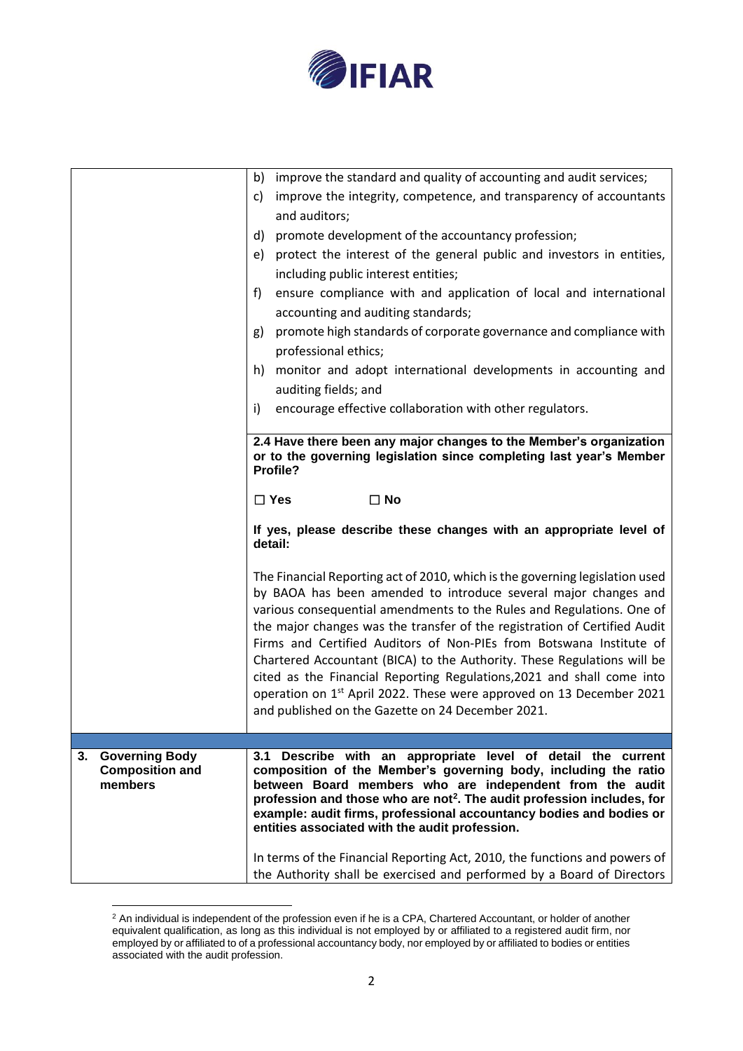|  |  |
|---|---|
|  | b) improve the standard and quality of accounting and audit services;<br>c) improve the integrity, competence, and transparency of accountants and auditors;<br>d) promote development of the accountancy profession;<br>e) protect the interest of the general public and investors in entities, including public interest entities;<br>f) ensure compliance with and application of local and international accounting and auditing standards;<br>g) promote high standards of corporate governance and compliance with professional ethics;<br>h) monitor and adopt international developments in accounting and auditing fields; and<br>i) encourage effective collaboration with other regulators. |
|  | **2.4 Have there been any major changes to the Member's organization or to the governing legislation since completing last year's Member Profile?**<br><br>**☐ Yes ☐ No**<br><br>**If yes, please describe these changes with an appropriate level of detail:**<br><br>The Financial Reporting act of 2010, which is the governing legislation used by BAOA has been amended to introduce several major changes and various consequential amendments to the Rules and Regulations. One of the major changes was the transfer of the registration of Certified Audit Firms and Certified Auditors of Non-PIEs from Botswana Institute of Chartered Accountant (BICA) to the Authority. These Regulations will be cited as the Financial Reporting Regulations,2021 and shall come into operation on 1st April 2022. These were approved on 13 December 2021 and published on the Gazette on 24 December 2021. |
| **3. Governing Body Composition and members** | **3.1 Describe with an appropriate level of detail the current composition of the Member's governing body, including the ratio between Board members who are independent from the audit profession and those who are not[2]. The audit profession includes, for example: audit firms, professional accountancy bodies and bodies or entities associated with the audit profession.**<br><br>In terms of the Financial Reporting Act, 2010, the functions and powers of the Authority shall be exercised and performed by a Board of Directors |

[2] An individual is independent of the profession even if he is a CPA, Chartered Accountant, or holder of another equivalent qualification, as long as this individual is not employed by or affiliated to a registered audit firm, nor employed by or affiliated to of a professional accountancy body, nor employed by or affiliated to bodies or entities associated with the audit profession.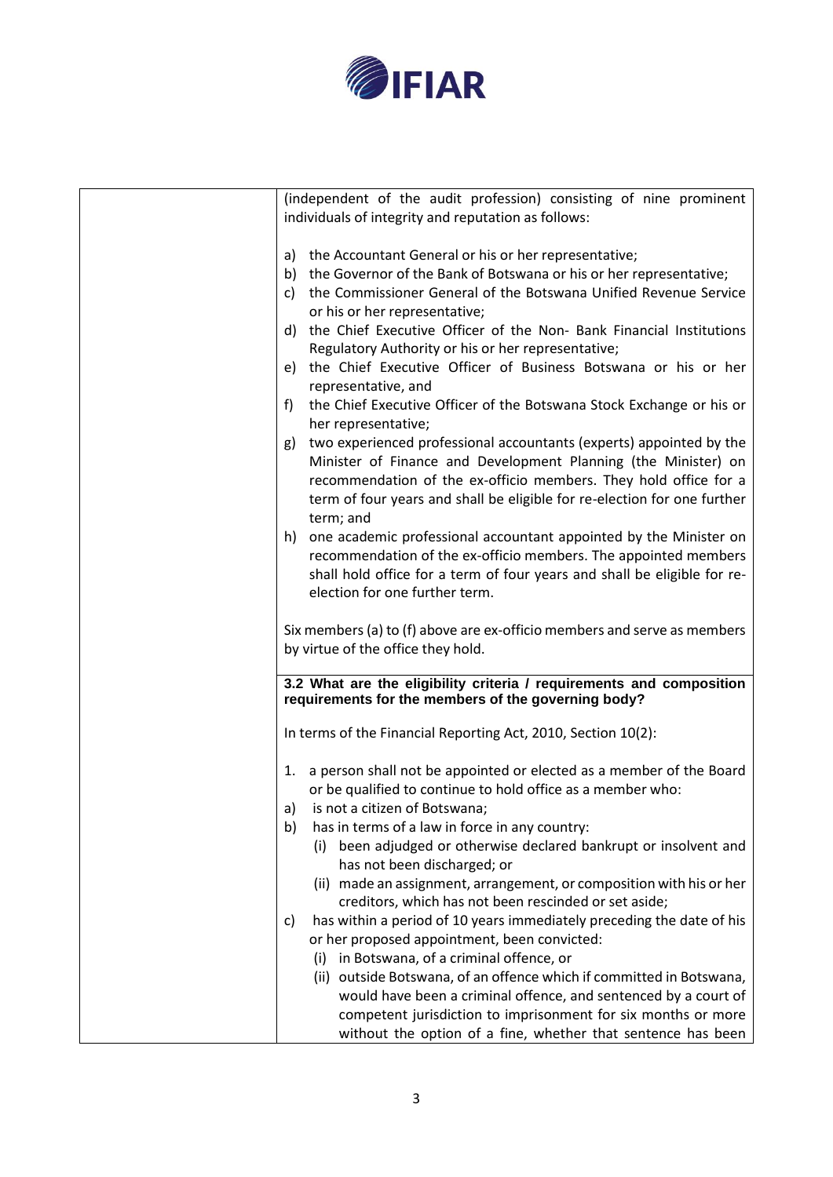| | (independent of the audit profession) consisting of nine prominent individuals of integrity and reputation as follows:<br><br>a) the Accountant General or his or her representative;<br>b) the Governor of the Bank of Botswana or his or her representative;<br>c) the Commissioner General of the Botswana Unified Revenue Service or his or her representative;<br>d) the Chief Executive Officer of the Non- Bank Financial Institutions Regulatory Authority or his or her representative;<br>e) the Chief Executive Officer of Business Botswana or his or her representative, and<br>f) the Chief Executive Officer of the Botswana Stock Exchange or his or her representative;<br>g) two experienced professional accountants (experts) appointed by the Minister of Finance and Development Planning (the Minister) on recommendation of the ex-officio members. They hold office for a term of four years and shall be eligible for re-election for one further term; and<br>h) one academic professional accountant appointed by the Minister on recommendation of the ex-officio members. The appointed members shall hold office for a term of four years and shall be eligible for re-election for one further term.<br><br>Six members (a) to (f) above are ex-officio members and serve as members by virtue of the office they hold. |
|---|---|
| | **3.2 What are the eligibility criteria / requirements and composition requirements for the members of the governing body?**<br><br>In terms of the Financial Reporting Act, 2010, Section 10(2):<br><br>1. a person shall not be appointed or elected as a member of the Board or be qualified to continue to hold office as a member who:<br>a) is not a citizen of Botswana;<br>b) has in terms of a law in force in any country:<br>(i) been adjudged or otherwise declared bankrupt or insolvent and has not been discharged; or<br>(ii) made an assignment, arrangement, or composition with his or her creditors, which has not been rescinded or set aside;<br>c) has within a period of 10 years immediately preceding the date of his or her proposed appointment, been convicted:<br>(i) in Botswana, of a criminal offence, or<br>(ii) outside Botswana, of an offence which if committed in Botswana, would have been a criminal offence, and sentenced by a court of competent jurisdiction to imprisonment for six months or more without the option of a fine, whether that sentence has been |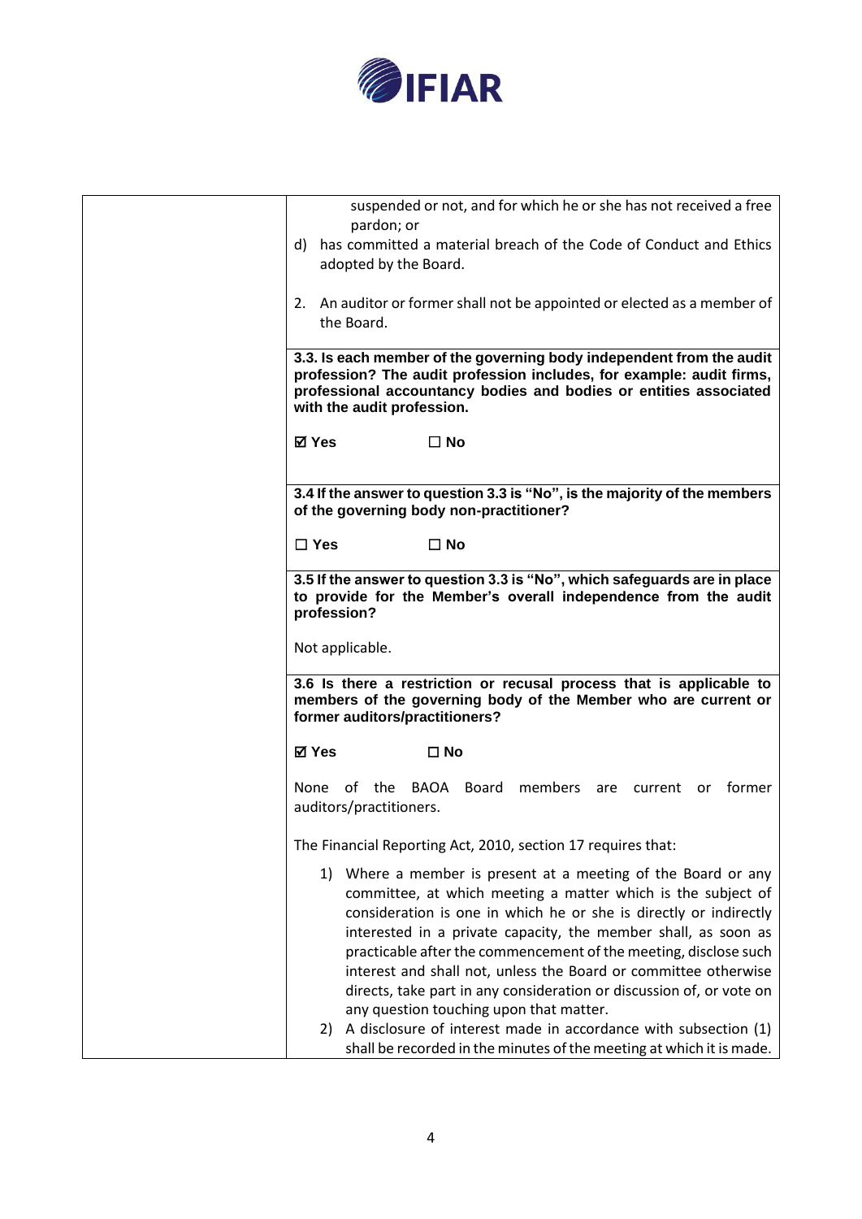| | suspended or not, and for which he or she has not received a free pardon; or<br>d) has committed a material breach of the Code of Conduct and Ethics adopted by the Board.<br><br>2. An auditor or former shall not be appointed or elected as a member of the Board. |
|---|---|
| | **3.3. Is each member of the governing body independent from the audit profession? The audit profession includes, for example: audit firms, professional accountancy bodies and bodies or entities associated with the audit profession.**<br><br>**☑ Yes** **☐ No** |
| | **3.4 If the answer to question 3.3 is "No", is the majority of the members of the governing body non-practitioner?**<br><br>**☐ Yes** **☐ No** |
| | **3.5 If the answer to question 3.3 is "No", which safeguards are in place to provide for the Member's overall independence from the audit profession?**<br><br>Not applicable. |
| | **3.6 Is there a restriction or recusal process that is applicable to members of the governing body of the Member who are current or former auditors/practitioners?**<br><br>**☑ Yes** **☐ No**<br><br>None of the BAOA Board members are current or former auditors/practitioners.<br><br>The Financial Reporting Act, 2010, section 17 requires that:<br><br>1) Where a member is present at a meeting of the Board or any committee, at which meeting a matter which is the subject of consideration is one in which he or she is directly or indirectly interested in a private capacity, the member shall, as soon as practicable after the commencement of the meeting, disclose such interest and shall not, unless the Board or committee otherwise directs, take part in any consideration or discussion of, or vote on any question touching upon that matter.<br>2) A disclosure of interest made in accordance with subsection (1) shall be recorded in the minutes of the meeting at which it is made. |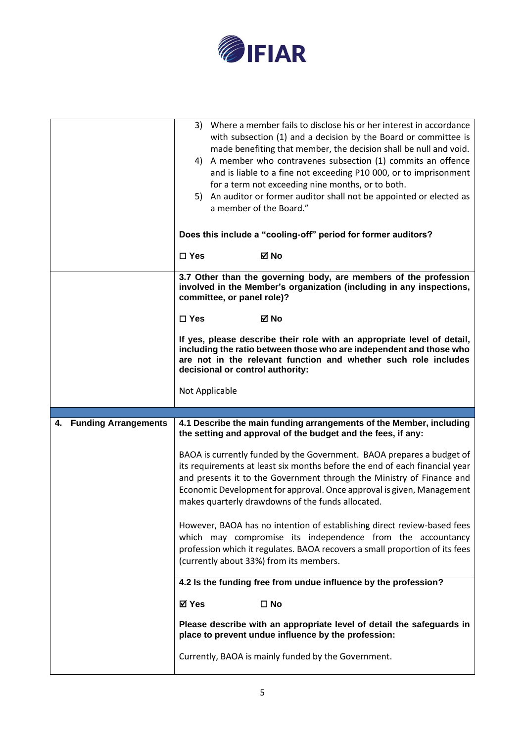| | |
|---|---|
| | 3) Where a member fails to disclose his or her interest in accordance with subsection (1) and a decision by the Board or committee is made benefiting that member, the decision shall be null and void.<br>4) A member who contravenes subsection (1) commits an offence and is liable to a fine not exceeding P10 000, or to imprisonment for a term not exceeding nine months, or to both.<br>5) An auditor or former auditor shall not be appointed or elected as a member of the Board."<br><br>**Does this include a "cooling-off" period for former auditors?**<br><br>☐ **Yes** ☑ **No** |
| | **3.7 Other than the governing body, are members of the profession involved in the Member's organization (including in any inspections, committee, or panel role)?**<br><br>☐ **Yes** ☑ **No**<br><br>**If yes, please describe their role with an appropriate level of detail, including the ratio between those who are independent and those who are not in the relevant function and whether such role includes decisional or control authority:**<br><br>Not Applicable |
| | |
| **4. Funding Arrangements** | **4.1 Describe the main funding arrangements of the Member, including the setting and approval of the budget and the fees, if any:**<br><br>BAOA is currently funded by the Government. BAOA prepares a budget of its requirements at least six months before the end of each financial year and presents it to the Government through the Ministry of Finance and Economic Development for approval. Once approval is given, Management makes quarterly drawdowns of the funds allocated.<br><br>However, BAOA has no intention of establishing direct review-based fees which may compromise its independence from the accountancy profession which it regulates. BAOA recovers a small proportion of its fees (currently about 33%) from its members. |
| | **4.2 Is the funding free from undue influence by the profession?**<br><br>☑ **Yes** ☐ **No**<br><br>**Please describe with an appropriate level of detail the safeguards in place to prevent undue influence by the profession:**<br><br>Currently, BAOA is mainly funded by the Government. |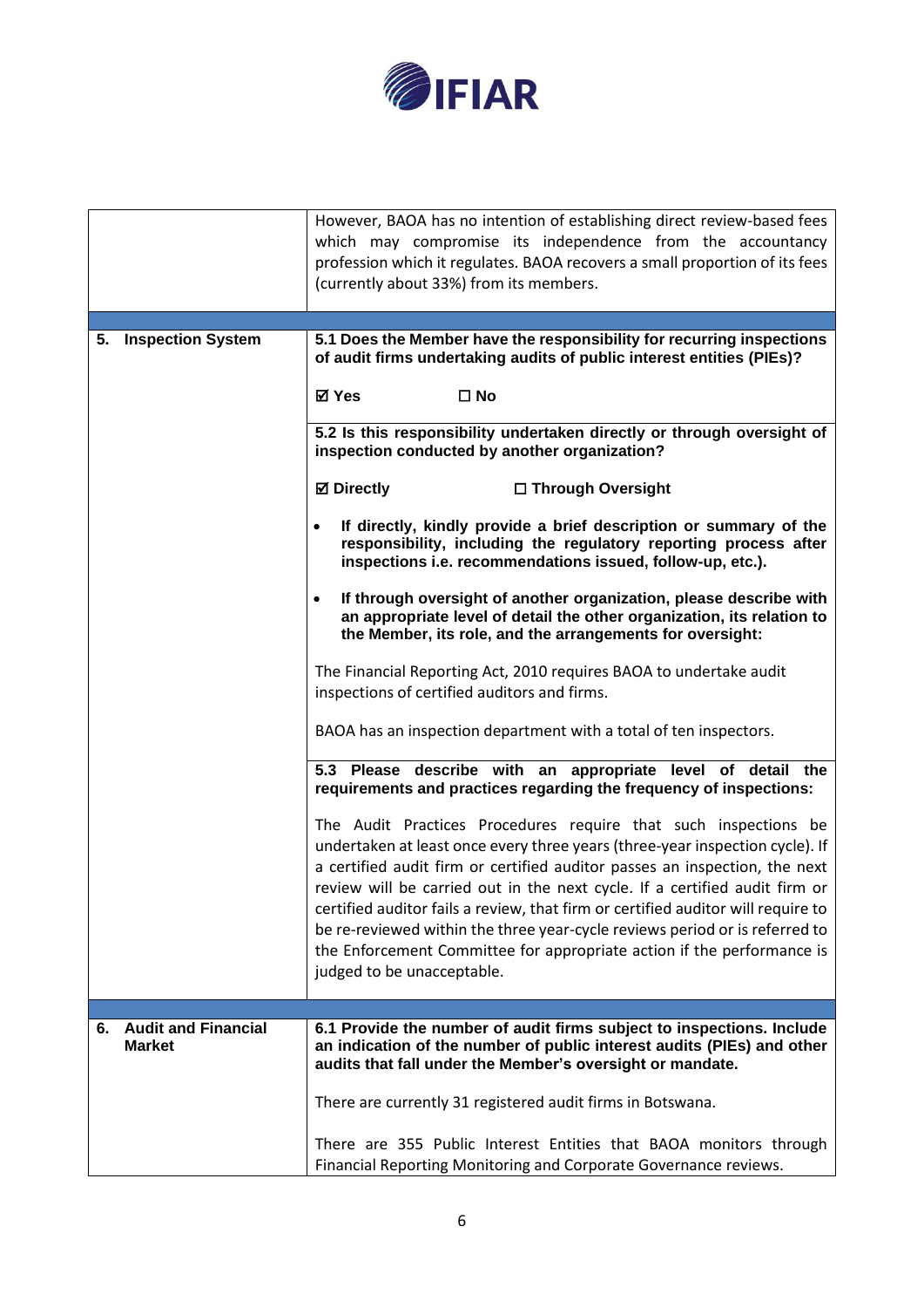| | |
|---|---|
| | However, BAOA has no intention of establishing direct review-based fees which may compromise its independence from the accountancy profession which it regulates. BAOA recovers a small proportion of its fees (currently about 33%) from its members. |
| | |
| **5. Inspection System** | **5.1 Does the Member have the responsibility for recurring inspections of audit firms undertaking audits of public interest entities (PIEs)?**<br><br>☑ **Yes** ☐ **No** |
| | **5.2 Is this responsibility undertaken directly or through oversight of inspection conducted by another organization?**<br><br>☑ **Directly** ☐ **Through Oversight**<br><br>• **If directly, kindly provide a brief description or summary of the responsibility, including the regulatory reporting process after inspections i.e. recommendations issued, follow-up, etc.).**<br><br>• **If through oversight of another organization, please describe with an appropriate level of detail the other organization, its relation to the Member, its role, and the arrangements for oversight:**<br><br>The Financial Reporting Act, 2010 requires BAOA to undertake audit inspections of certified auditors and firms.<br><br>BAOA has an inspection department with a total of ten inspectors. |
| | **5.3 Please describe with an appropriate level of detail the requirements and practices regarding the frequency of inspections:**<br><br>The Audit Practices Procedures require that such inspections be undertaken at least once every three years (three-year inspection cycle). If a certified audit firm or certified auditor passes an inspection, the next review will be carried out in the next cycle. If a certified audit firm or certified auditor fails a review, that firm or certified auditor will require to be re-reviewed within the three year-cycle reviews period or is referred to the Enforcement Committee for appropriate action if the performance is judged to be unacceptable. |
| | |
| **6. Audit and Financial Market** | **6.1 Provide the number of audit firms subject to inspections. Include an indication of the number of public interest audits (PIEs) and other audits that fall under the Member's oversight or mandate.**<br><br>There are currently 31 registered audit firms in Botswana.<br><br>There are 355 Public Interest Entities that BAOA monitors through Financial Reporting Monitoring and Corporate Governance reviews. |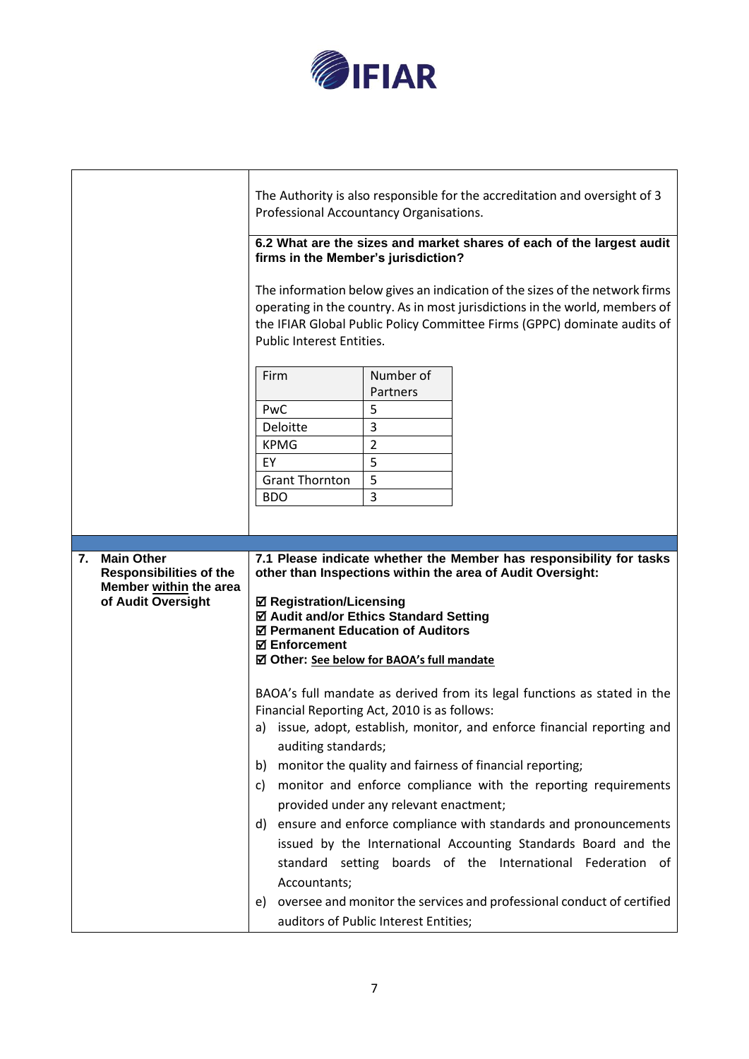The Authority is also responsible for the accreditation and oversight of 3 Professional Accountancy Organisations.

**6.2 What are the sizes and market shares of each of the largest audit firms in the Member's jurisdiction?**

The information below gives an indication of the sizes of the network firms operating in the country. As in most jurisdictions in the world, members of the IFIAR Global Public Policy Committee Firms (GPPC) dominate audits of Public Interest Entities.

| Firm | Number of Partners |
|---|---|
| PwC | 5 |
| Deloitte | 3 |
| KPMG | 2 |
| EY | 5 |
| Grant Thornton | 5 |
| BDO | 3 |

## 7. Main Other Responsibilities of the Member within the area of Audit Oversight

**7.1 Please indicate whether the Member has responsibility for tasks other than Inspections within the area of Audit Oversight:**

☑ **Registration/Licensing**
☑ **Audit and/or Ethics Standard Setting**
☑ **Permanent Education of Auditors**
☑ **Enforcement**
☑ **Other:** See below for BAOA's full mandate

BAOA's full mandate as derived from its legal functions as stated in the Financial Reporting Act, 2010 is as follows:

a) issue, adopt, establish, monitor, and enforce financial reporting and auditing standards;
b) monitor the quality and fairness of financial reporting;
c) monitor and enforce compliance with the reporting requirements provided under any relevant enactment;
d) ensure and enforce compliance with standards and pronouncements issued by the International Accounting Standards Board and the standard setting boards of the International Federation of Accountants;
e) oversee and monitor the services and professional conduct of certified auditors of Public Interest Entities;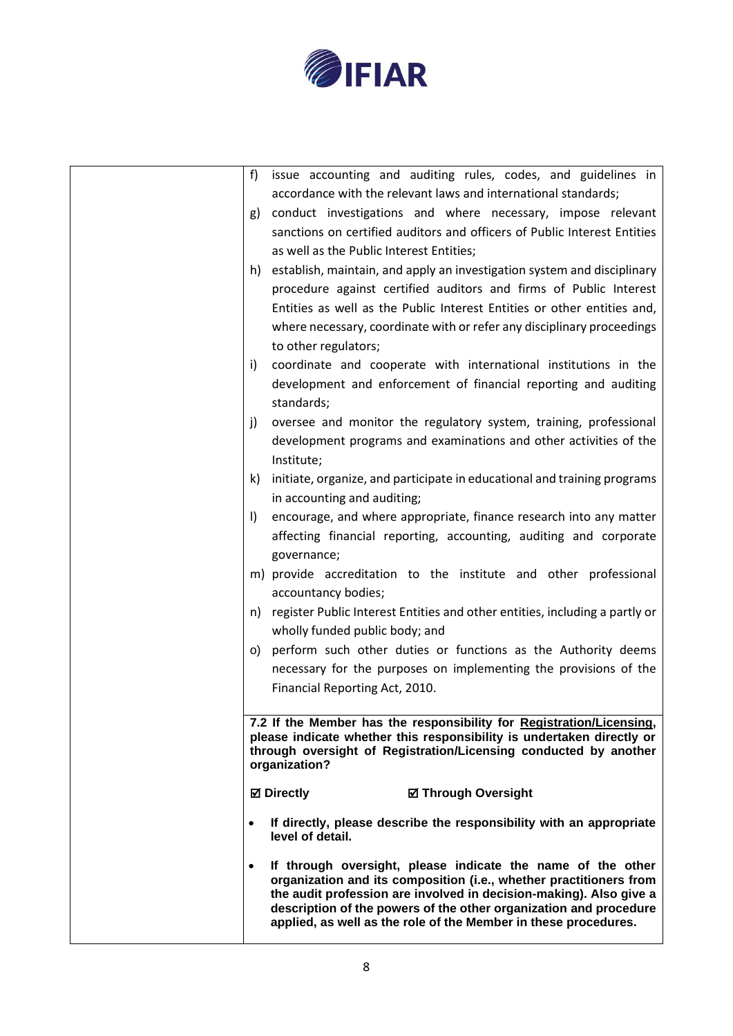| | |
|---|---|
| | f) issue accounting and auditing rules, codes, and guidelines in accordance with the relevant laws and international standards;<br>g) conduct investigations and where necessary, impose relevant sanctions on certified auditors and officers of Public Interest Entities as well as the Public Interest Entities;<br>h) establish, maintain, and apply an investigation system and disciplinary procedure against certified auditors and firms of Public Interest Entities as well as the Public Interest Entities or other entities and, where necessary, coordinate with or refer any disciplinary proceedings to other regulators;<br>i) coordinate and cooperate with international institutions in the development and enforcement of financial reporting and auditing standards;<br>j) oversee and monitor the regulatory system, training, professional development programs and examinations and other activities of the Institute;<br>k) initiate, organize, and participate in educational and training programs in accounting and auditing;<br>l) encourage, and where appropriate, finance research into any matter affecting financial reporting, accounting, auditing and corporate governance;<br>m) provide accreditation to the institute and other professional accountancy bodies;<br>n) register Public Interest Entities and other entities, including a partly or wholly funded public body; and<br>o) perform such other duties or functions as the Authority deems necessary for the purposes on implementing the provisions of the Financial Reporting Act, 2010. |
| | **7.2 If the Member has the responsibility for <u>Registration/Licensing</u>, please indicate whether this responsibility is undertaken directly or through oversight of Registration/Licensing conducted by another organization?**<br><br>**☑ Directly** **☑ Through Oversight**<br><br>• **If directly, please describe the responsibility with an appropriate level of detail.**<br><br>• **If through oversight, please indicate the name of the other organization and its composition (i.e., whether practitioners from the audit profession are involved in decision-making). Also give a description of the powers of the other organization and procedure applied, as well as the role of the Member in these procedures.** |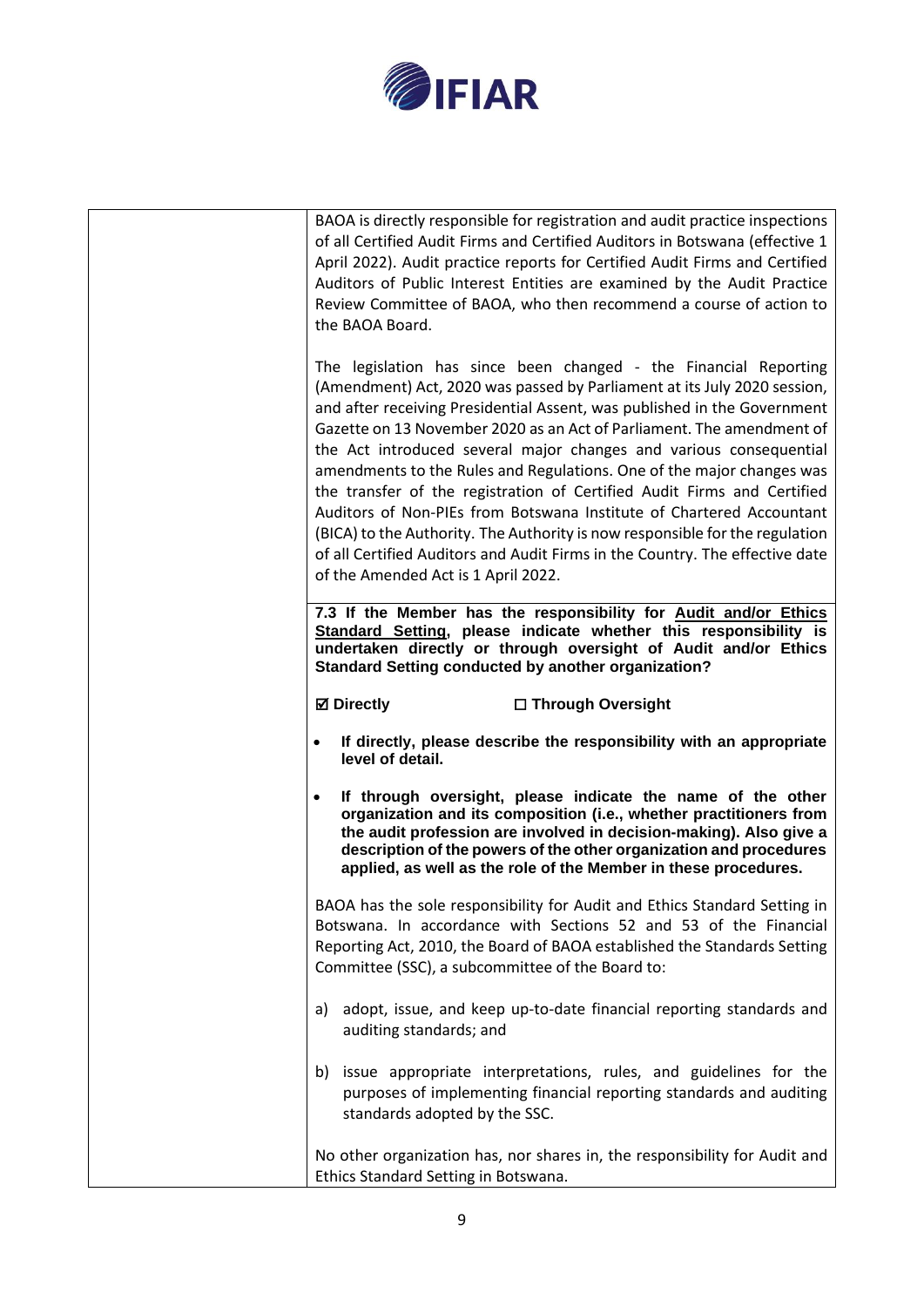| | |
|---|---|
| | BAOA is directly responsible for registration and audit practice inspections of all Certified Audit Firms and Certified Auditors in Botswana (effective 1 April 2022). Audit practice reports for Certified Audit Firms and Certified Auditors of Public Interest Entities are examined by the Audit Practice Review Committee of BAOA, who then recommend a course of action to the BAOA Board.<br><br>The legislation has since been changed - the Financial Reporting (Amendment) Act, 2020 was passed by Parliament at its July 2020 session, and after receiving Presidential Assent, was published in the Government Gazette on 13 November 2020 as an Act of Parliament. The amendment of the Act introduced several major changes and various consequential amendments to the Rules and Regulations. One of the major changes was the transfer of the registration of Certified Audit Firms and Certified Auditors of Non-PIEs from Botswana Institute of Chartered Accountant (BICA) to the Authority. The Authority is now responsible for the regulation of all Certified Auditors and Audit Firms in the Country. The effective date of the Amended Act is 1 April 2022. |
| | **7.3 If the Member has the responsibility for <u>Audit and/or Ethics Standard Setting</u>, please indicate whether this responsibility is undertaken directly or through oversight of Audit and/or Ethics Standard Setting conducted by another organization?**<br><br>☑ **Directly** ☐ **Through Oversight**<br><br>• **If directly, please describe the responsibility with an appropriate level of detail.**<br><br>• **If through oversight, please indicate the name of the other organization and its composition (i.e., whether practitioners from the audit profession are involved in decision-making). Also give a description of the powers of the other organization and procedures applied, as well as the role of the Member in these procedures.**<br><br>BAOA has the sole responsibility for Audit and Ethics Standard Setting in Botswana. In accordance with Sections 52 and 53 of the Financial Reporting Act, 2010, the Board of BAOA established the Standards Setting Committee (SSC), a subcommittee of the Board to:<br><br>a) adopt, issue, and keep up-to-date financial reporting standards and auditing standards; and<br><br>b) issue appropriate interpretations, rules, and guidelines for the purposes of implementing financial reporting standards and auditing standards adopted by the SSC.<br><br>No other organization has, nor shares in, the responsibility for Audit and Ethics Standard Setting in Botswana. |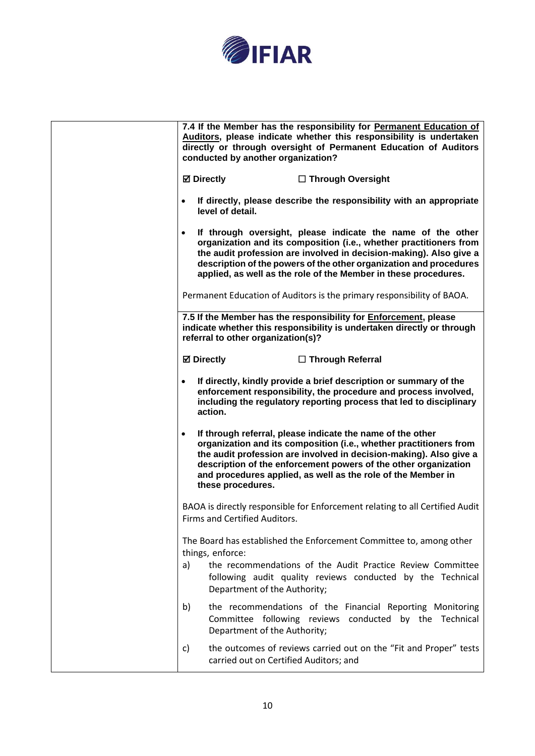| | |
|---|---|
| | **7.4 If the Member has the responsibility for Permanent Education of Auditors, please indicate whether this responsibility is undertaken directly or through oversight of Permanent Education of Auditors conducted by another organization?**<br><br>**☑ Directly ☐ Through Oversight**<br><br>• **If directly, please describe the responsibility with an appropriate level of detail.**<br><br>• **If through oversight, please indicate the name of the other organization and its composition (i.e., whether practitioners from the audit profession are involved in decision-making). Also give a description of the powers of the other organization and procedures applied, as well as the role of the Member in these procedures.**<br><br>Permanent Education of Auditors is the primary responsibility of BAOA. |
| | **7.5 If the Member has the responsibility for Enforcement, please indicate whether this responsibility is undertaken directly or through referral to other organization(s)?**<br><br>**☑ Directly ☐ Through Referral**<br><br>• **If directly, kindly provide a brief description or summary of the enforcement responsibility, the procedure and process involved, including the regulatory reporting process that led to disciplinary action.**<br><br>• **If through referral, please indicate the name of the other organization and its composition (i.e., whether practitioners from the audit profession are involved in decision-making). Also give a description of the enforcement powers of the other organization and procedures applied, as well as the role of the Member in these procedures.**<br><br>BAOA is directly responsible for Enforcement relating to all Certified Audit Firms and Certified Auditors.<br><br>The Board has established the Enforcement Committee to, among other things, enforce:<br>a) the recommendations of the Audit Practice Review Committee following audit quality reviews conducted by the Technical Department of the Authority;<br>b) the recommendations of the Financial Reporting Monitoring Committee following reviews conducted by the Technical Department of the Authority;<br>c) the outcomes of reviews carried out on the "Fit and Proper" tests carried out on Certified Auditors; and |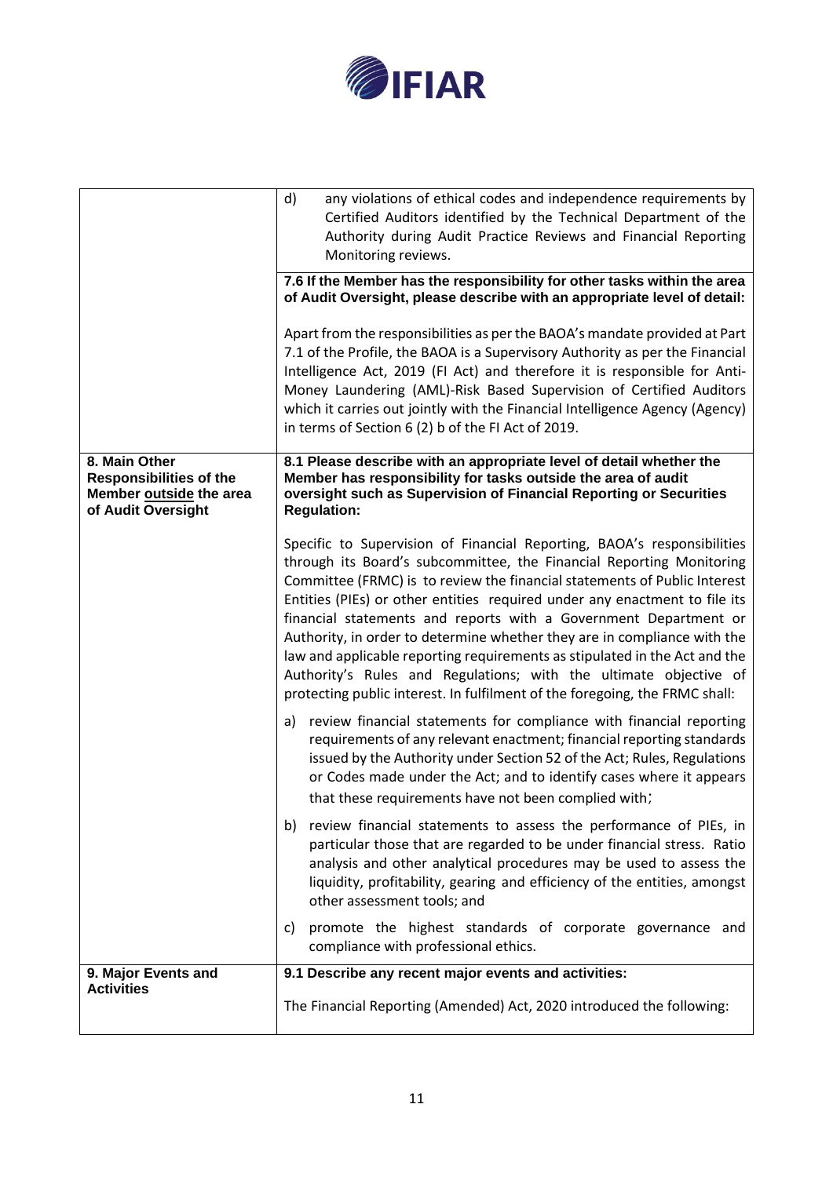| | |
|---|---|
| | d) any violations of ethical codes and independence requirements by Certified Auditors identified by the Technical Department of the Authority during Audit Practice Reviews and Financial Reporting Monitoring reviews. |
| | **7.6 If the Member has the responsibility for other tasks within the area of Audit Oversight, please describe with an appropriate level of detail:**<br><br>Apart from the responsibilities as per the BAOA's mandate provided at Part 7.1 of the Profile, the BAOA is a Supervisory Authority as per the Financial Intelligence Act, 2019 (FI Act) and therefore it is responsible for Anti-Money Laundering (AML)-Risk Based Supervision of Certified Auditors which it carries out jointly with the Financial Intelligence Agency (Agency) in terms of Section 6 (2) b of the FI Act of 2019. |
| **8. Main Other Responsibilities of the Member outside the area of Audit Oversight** | **8.1 Please describe with an appropriate level of detail whether the Member has responsibility for tasks outside the area of audit oversight such as Supervision of Financial Reporting or Securities Regulation:**<br><br>Specific to Supervision of Financial Reporting, BAOA's responsibilities through its Board's subcommittee, the Financial Reporting Monitoring Committee (FRMC) is to review the financial statements of Public Interest Entities (PIEs) or other entities required under any enactment to file its financial statements and reports with a Government Department or Authority, in order to determine whether they are in compliance with the law and applicable reporting requirements as stipulated in the Act and the Authority's Rules and Regulations; with the ultimate objective of protecting public interest. In fulfilment of the foregoing, the FRMC shall:<br><br>a) review financial statements for compliance with financial reporting requirements of any relevant enactment; financial reporting standards issued by the Authority under Section 52 of the Act; Rules, Regulations or Codes made under the Act; and to identify cases where it appears that these requirements have not been complied with;<br><br>b) review financial statements to assess the performance of PIEs, in particular those that are regarded to be under financial stress. Ratio analysis and other analytical procedures may be used to assess the liquidity, profitability, gearing and efficiency of the entities, amongst other assessment tools; and<br><br>c) promote the highest standards of corporate governance and compliance with professional ethics. |
| **9. Major Events and Activities** | **9.1 Describe any recent major events and activities:**<br><br>The Financial Reporting (Amended) Act, 2020 introduced the following: |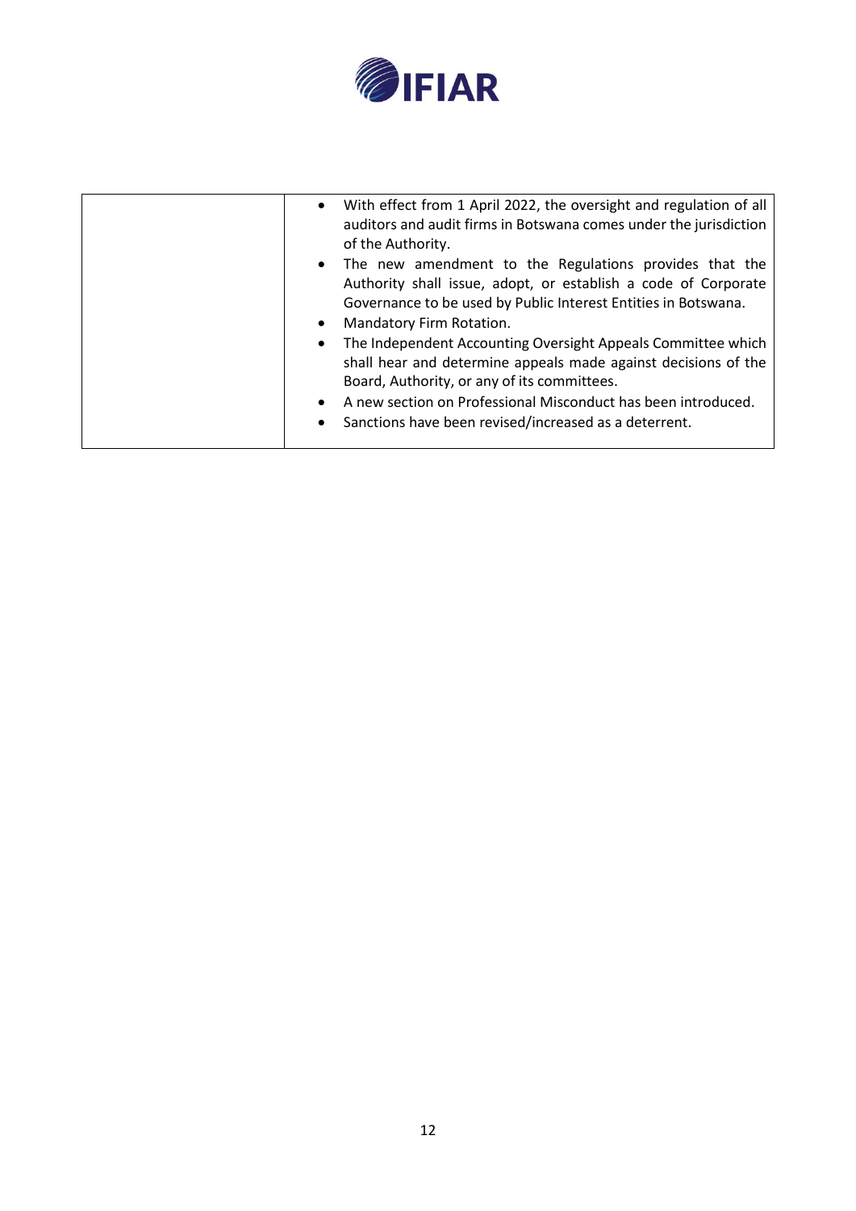| | |
|---|---|
| | • With effect from 1 April 2022, the oversight and regulation of all auditors and audit firms in Botswana comes under the jurisdiction of the Authority.<br>• The new amendment to the Regulations provides that the Authority shall issue, adopt, or establish a code of Corporate Governance to be used by Public Interest Entities in Botswana.<br>• Mandatory Firm Rotation.<br>• The Independent Accounting Oversight Appeals Committee which shall hear and determine appeals made against decisions of the Board, Authority, or any of its committees.<br>• A new section on Professional Misconduct has been introduced.<br>• Sanctions have been revised/increased as a deterrent. |